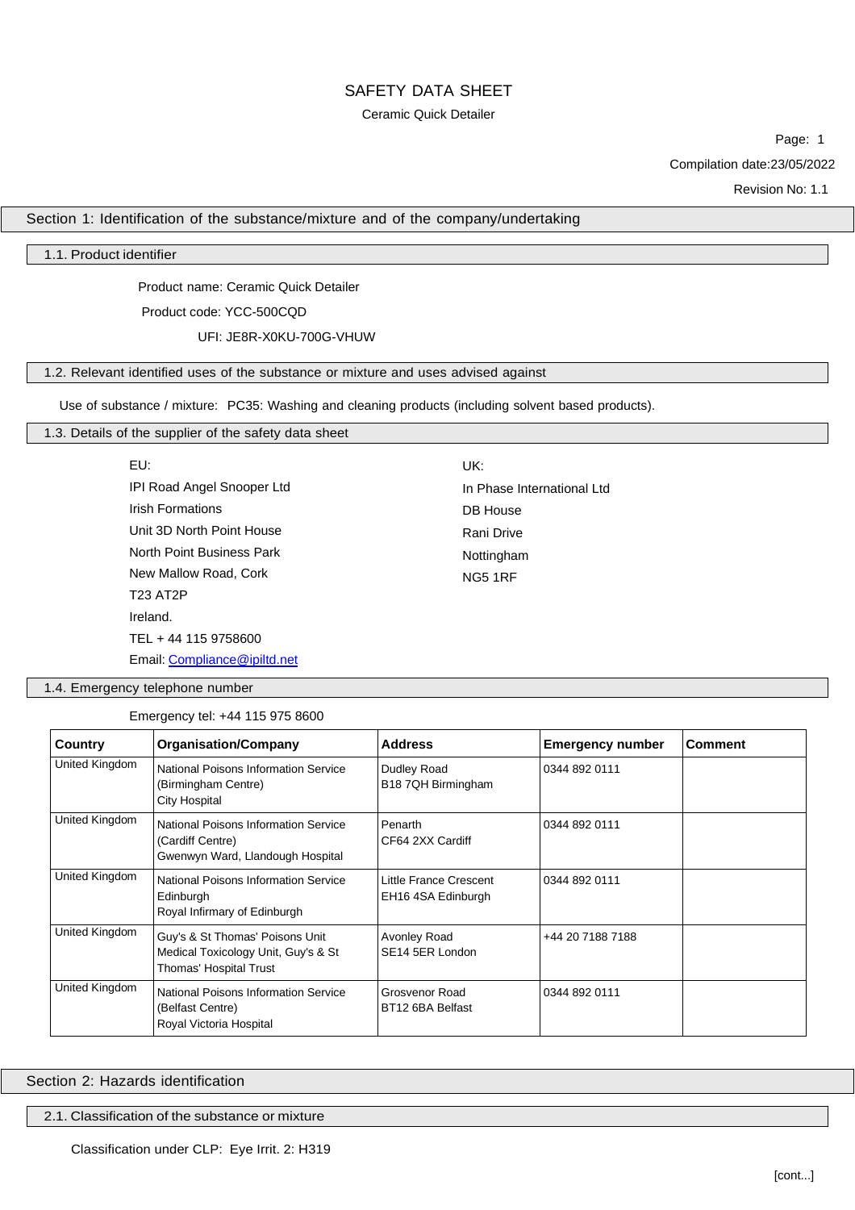# SAFETY DATA SHEET

Ceramic Quick Detailer

Page: 1

Compilation date:23/05/2022

Revision No: 1.1

## Section 1: Identification of the substance/mixture and of the company/undertaking

### 1.1. Product identifier

Product name: Ceramic Quick Detailer

Product code: YCC-500CQD

UFI: JE8R-X0KU-700G-VHUW

### 1.2. Relevant identified uses of the substance or mixture and uses advised against

Use of substance / mixture: PC35: Washing and cleaning products (including solvent based products).

### 1.3. Details of the supplier of the safety data sheet

EU:
IPI Road Angel Snooper Ltd
Irish Formations
Unit 3D North Point House
North Point Business Park
New Mallow Road, Cork
T23 AT2P
Ireland.
TEL + 44 115 9758600
Email: Compliance@ipiltd.net

UK:
In Phase International Ltd
DB House
Rani Drive
Nottingham
NG5 1RF

### 1.4. Emergency telephone number

Emergency tel: +44 115 975 8600

| Country | Organisation/Company | Address | Emergency number | Comment |
|---|---|---|---|---|
| United Kingdom | National Poisons Information Service (Birmingham Centre) City Hospital | Dudley Road B18 7QH Birmingham | 0344 892 0111 | |
| United Kingdom | National Poisons Information Service (Cardiff Centre) Gwenwyn Ward, Llandough Hospital | Penarth CF64 2XX Cardiff | 0344 892 0111 | |
| United Kingdom | National Poisons Information Service Edinburgh Royal Infirmary of Edinburgh | Little France Crescent EH16 4SA Edinburgh | 0344 892 0111 | |
| United Kingdom | Guy's & St Thomas' Poisons Unit Medical Toxicology Unit, Guy's & St Thomas' Hospital Trust | Avonley Road SE14 5ER London | +44 20 7188 7188 | |
| United Kingdom | National Poisons Information Service (Belfast Centre) Royal Victoria Hospital | Grosvenor Road BT12 6BA Belfast | 0344 892 0111 | |

## Section 2: Hazards identification

### 2.1. Classification of the substance or mixture

Classification under CLP: Eye Irrit. 2: H319

[cont...]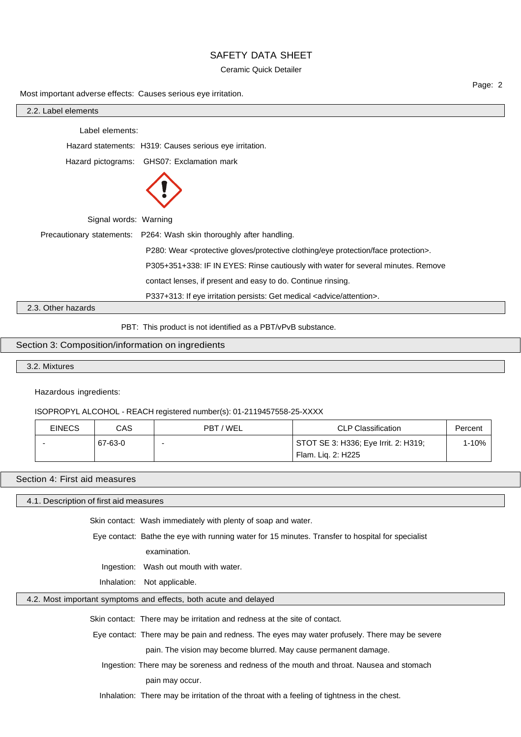Most important adverse effects: Causes serious eye irritation.

### 2.2. Label elements

Label elements:

Hazard statements: H319: Causes serious eye irritation.

Hazard pictograms: GHS07: Exclamation mark

Signal words: Warning

Precautionary statements: P264: Wash skin thoroughly after handling.

P280: Wear <protective gloves/protective clothing/eye protection/face protection>.

P305+351+338: IF IN EYES: Rinse cautiously with water for several minutes. Remove contact lenses, if present and easy to do. Continue rinsing.

P337+313: If eye irritation persists: Get medical <advice/attention>.

### 2.3. Other hazards

PBT: This product is not identified as a PBT/vPvB substance.

## Section 3: Composition/information on ingredients

### 3.2. Mixtures

Hazardous ingredients:

ISOPROPYL ALCOHOL - REACH registered number(s): 01-2119457558-25-XXXX

| EINECS | CAS | PBT / WEL | CLP Classification | Percent |
|---|---|---|---|---|
| - | 67-63-0 | - | STOT SE 3: H336; Eye Irrit. 2: H319; Flam. Liq. 2: H225 | 1-10% |

## Section 4: First aid measures

### 4.1. Description of first aid measures

Skin contact: Wash immediately with plenty of soap and water.

Eye contact: Bathe the eye with running water for 15 minutes. Transfer to hospital for specialist examination.

Ingestion: Wash out mouth with water.

Inhalation: Not applicable.

### 4.2. Most important symptoms and effects, both acute and delayed

Skin contact: There may be irritation and redness at the site of contact.

Eye contact: There may be pain and redness. The eyes may water profusely. There may be severe pain. The vision may become blurred. May cause permanent damage.

Ingestion: There may be soreness and redness of the mouth and throat. Nausea and stomach pain may occur.

Inhalation: There may be irritation of the throat with a feeling of tightness in the chest.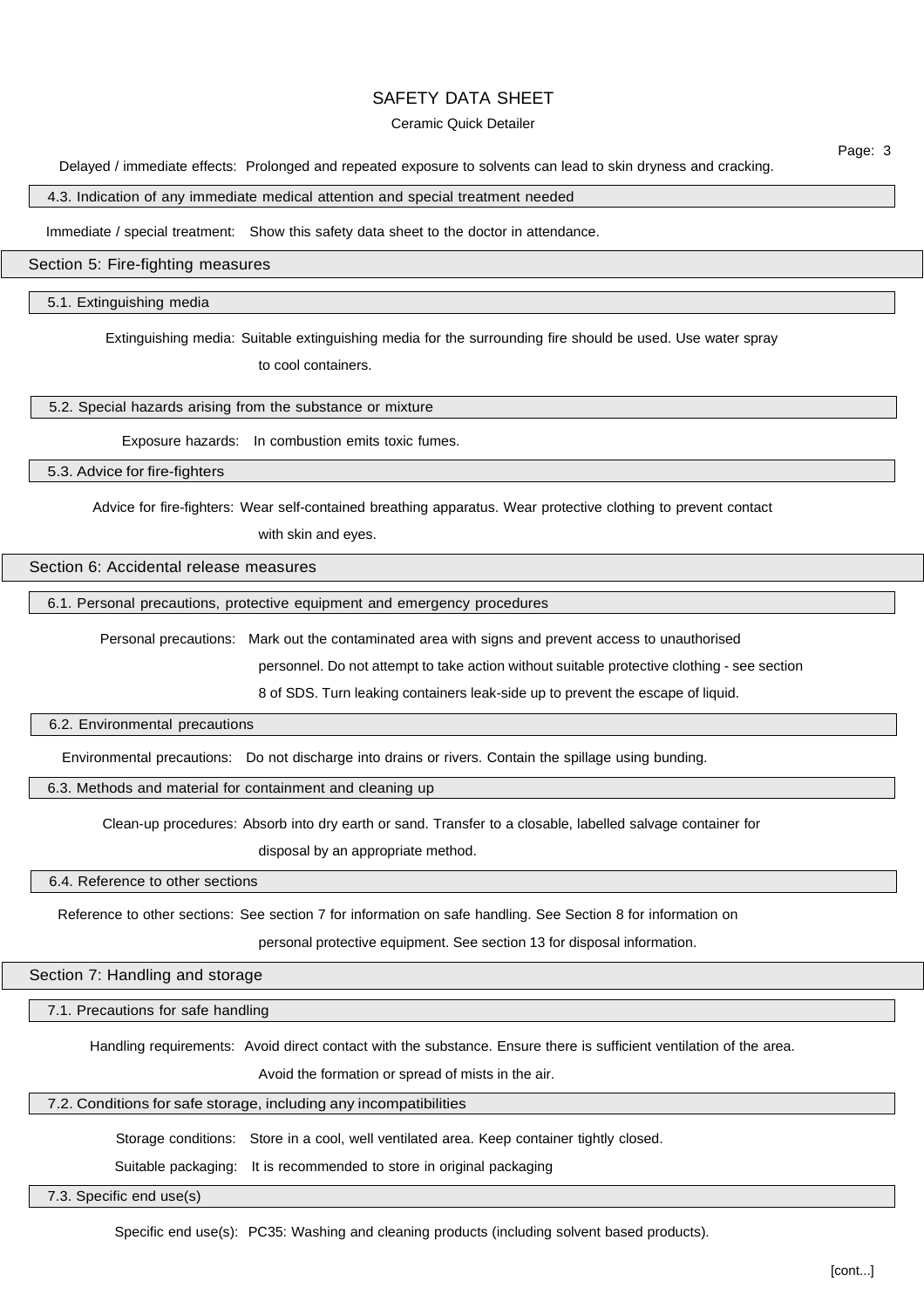Delayed / immediate effects: Prolonged and repeated exposure to solvents can lead to skin dryness and cracking.

### 4.3. Indication of any immediate medical attention and special treatment needed

Immediate / special treatment: Show this safety data sheet to the doctor in attendance.

## Section 5: Fire-fighting measures

### 5.1. Extinguishing media

Extinguishing media: Suitable extinguishing media for the surrounding fire should be used. Use water spray to cool containers.

### 5.2. Special hazards arising from the substance or mixture

Exposure hazards: In combustion emits toxic fumes.

### 5.3. Advice for fire-fighters

Advice for fire-fighters: Wear self-contained breathing apparatus. Wear protective clothing to prevent contact with skin and eyes.

## Section 6: Accidental release measures

### 6.1. Personal precautions, protective equipment and emergency procedures

Personal precautions: Mark out the contaminated area with signs and prevent access to unauthorised personnel. Do not attempt to take action without suitable protective clothing - see section 8 of SDS. Turn leaking containers leak-side up to prevent the escape of liquid.

### 6.2. Environmental precautions

Environmental precautions: Do not discharge into drains or rivers. Contain the spillage using bunding.

### 6.3. Methods and material for containment and cleaning up

Clean-up procedures: Absorb into dry earth or sand. Transfer to a closable, labelled salvage container for disposal by an appropriate method.

### 6.4. Reference to other sections

Reference to other sections: See section 7 for information on safe handling. See Section 8 for information on personal protective equipment. See section 13 for disposal information.

## Section 7: Handling and storage

### 7.1. Precautions for safe handling

Handling requirements: Avoid direct contact with the substance. Ensure there is sufficient ventilation of the area. Avoid the formation or spread of mists in the air.

### 7.2. Conditions for safe storage, including any incompatibilities

Storage conditions: Store in a cool, well ventilated area. Keep container tightly closed.

Suitable packaging: It is recommended to store in original packaging

### 7.3. Specific end use(s)

Specific end use(s): PC35: Washing and cleaning products (including solvent based products).

[cont...]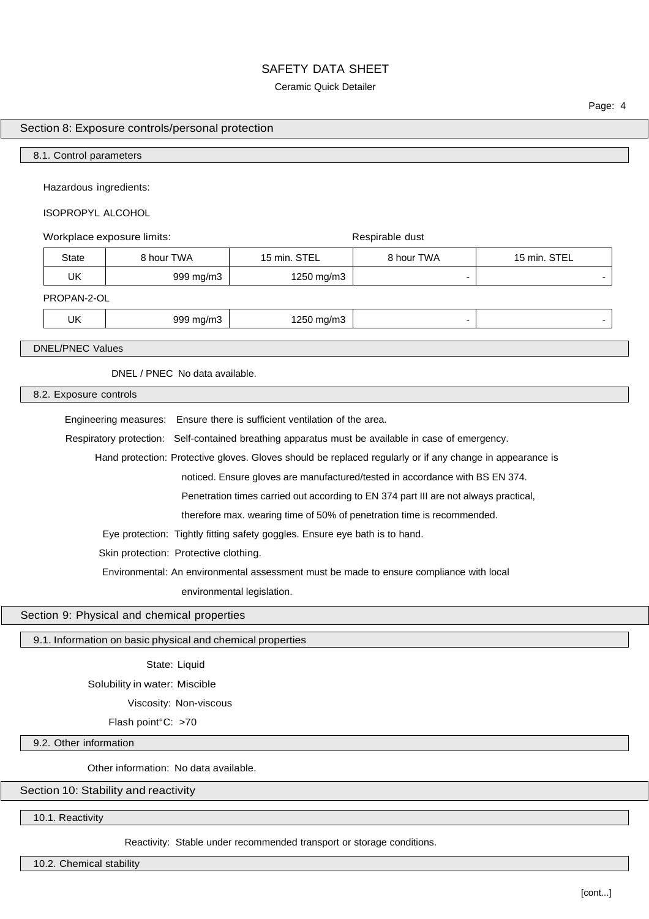## Section 8: Exposure controls/personal protection

### 8.1. Control parameters

Hazardous ingredients:

ISOPROPYL ALCOHOL

| Workplace exposure limits: | | | Respirable dust | |
|---|---|---|---|---|
| State | 8 hour TWA | 15 min. STEL | 8 hour TWA | 15 min. STEL |
| UK | 999 mg/m3 | 1250 mg/m3 | - | - |

PROPAN-2-OL

| UK | 999 mg/m3 | 1250 mg/m3 | - | - |
|---|---|---|---|---|

### DNEL/PNEC Values

DNEL / PNEC No data available.

### 8.2. Exposure controls

Engineering measures: Ensure there is sufficient ventilation of the area.

Respiratory protection: Self-contained breathing apparatus must be available in case of emergency.

Hand protection: Protective gloves. Gloves should be replaced regularly or if any change in appearance is noticed. Ensure gloves are manufactured/tested in accordance with BS EN 374. Penetration times carried out according to EN 374 part III are not always practical, therefore max. wearing time of 50% of penetration time is recommended.

Eye protection: Tightly fitting safety goggles. Ensure eye bath is to hand.

Skin protection: Protective clothing.

Environmental: An environmental assessment must be made to ensure compliance with local environmental legislation.

## Section 9: Physical and chemical properties

### 9.1. Information on basic physical and chemical properties

State: Liquid

Solubility in water: Miscible

Viscosity: Non-viscous

Flash point°C: >70

### 9.2. Other information

Other information: No data available.

## Section 10: Stability and reactivity

### 10.1. Reactivity

Reactivity: Stable under recommended transport or storage conditions.

### 10.2. Chemical stability

[cont...]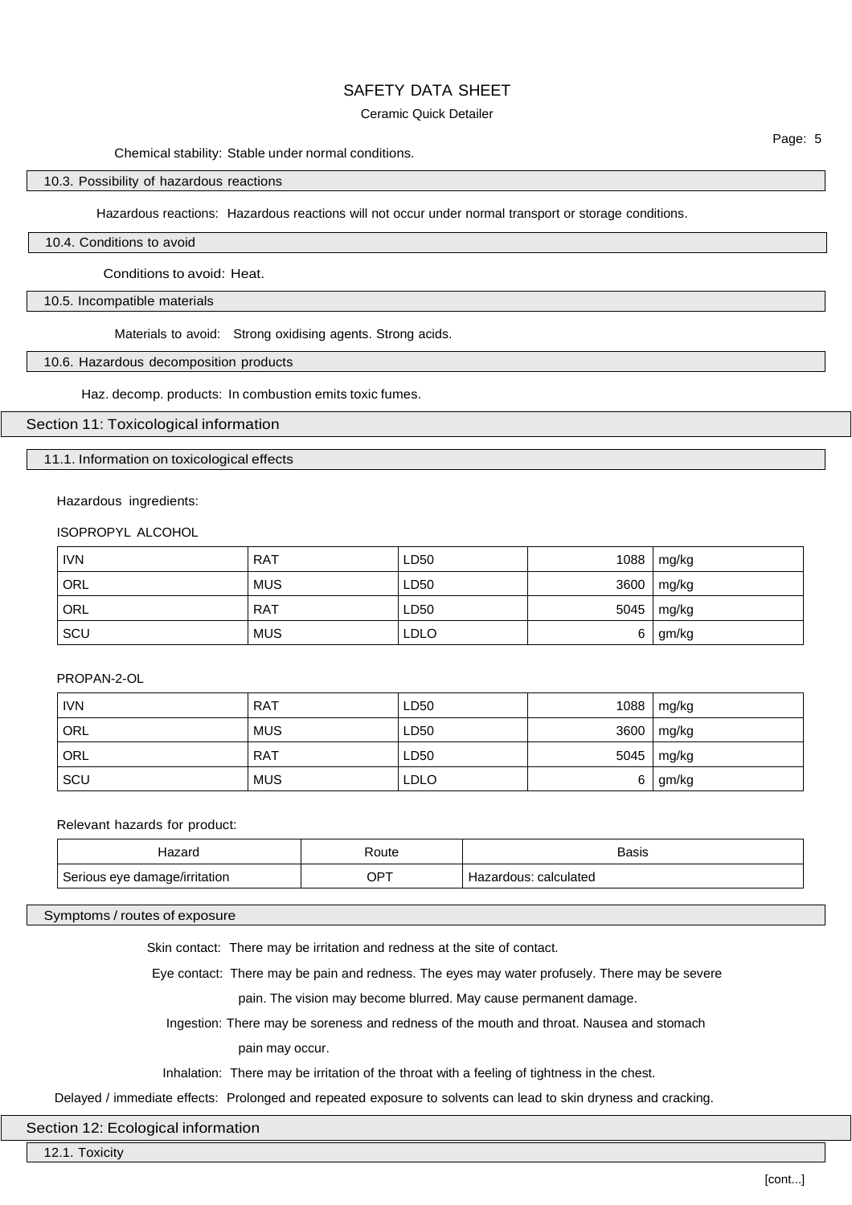Chemical stability: Stable under normal conditions.

### 10.3. Possibility of hazardous reactions

Hazardous reactions: Hazardous reactions will not occur under normal transport or storage conditions.

### 10.4. Conditions to avoid

Conditions to avoid: Heat.

### 10.5. Incompatible materials

Materials to avoid: Strong oxidising agents. Strong acids.

### 10.6. Hazardous decomposition products

Haz. decomp. products: In combustion emits toxic fumes.

## Section 11: Toxicological information

### 11.1. Information on toxicological effects

Hazardous ingredients:

ISOPROPYL ALCOHOL

| | | | | |
|---|---|---|---|---|
| IVN | RAT | LD50 | 1088 | mg/kg |
| ORL | MUS | LD50 | 3600 | mg/kg |
| ORL | RAT | LD50 | 5045 | mg/kg |
| SCU | MUS | LDLO | 6 | gm/kg |

PROPAN-2-OL

| | | | | |
|---|---|---|---|---|
| IVN | RAT | LD50 | 1088 | mg/kg |
| ORL | MUS | LD50 | 3600 | mg/kg |
| ORL | RAT | LD50 | 5045 | mg/kg |
| SCU | MUS | LDLO | 6 | gm/kg |

Relevant hazards for product:

| Hazard | Route | Basis |
|---|---|---|
| Serious eye damage/irritation | OPT | Hazardous: calculated |

### Symptoms / routes of exposure

Skin contact: There may be irritation and redness at the site of contact.

Eye contact: There may be pain and redness. The eyes may water profusely. There may be severe pain. The vision may become blurred. May cause permanent damage.

Ingestion: There may be soreness and redness of the mouth and throat. Nausea and stomach pain may occur.

Inhalation: There may be irritation of the throat with a feeling of tightness in the chest.

Delayed / immediate effects: Prolonged and repeated exposure to solvents can lead to skin dryness and cracking.

## Section 12: Ecological information

### 12.1. Toxicity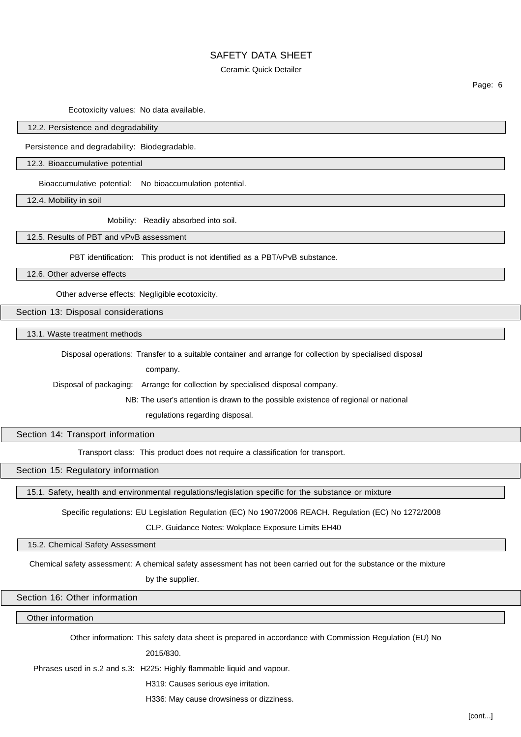Ecotoxicity values: No data available.

### 12.2. Persistence and degradability

Persistence and degradability: Biodegradable.

### 12.3. Bioaccumulative potential

Bioaccumulative potential: No bioaccumulation potential.

### 12.4. Mobility in soil

Mobility: Readily absorbed into soil.

### 12.5. Results of PBT and vPvB assessment

PBT identification: This product is not identified as a PBT/vPvB substance.

### 12.6. Other adverse effects

Other adverse effects: Negligible ecotoxicity.

## Section 13: Disposal considerations

### 13.1. Waste treatment methods

Disposal operations: Transfer to a suitable container and arrange for collection by specialised disposal company.

Disposal of packaging: Arrange for collection by specialised disposal company.

NB: The user's attention is drawn to the possible existence of regional or national regulations regarding disposal.

## Section 14: Transport information

Transport class: This product does not require a classification for transport.

## Section 15: Regulatory information

### 15.1. Safety, health and environmental regulations/legislation specific for the substance or mixture

Specific regulations: EU Legislation Regulation (EC) No 1907/2006 REACH. Regulation (EC) No 1272/2008 CLP. Guidance Notes: Wokplace Exposure Limits EH40

### 15.2. Chemical Safety Assessment

Chemical safety assessment: A chemical safety assessment has not been carried out for the substance or the mixture by the supplier.

## Section 16: Other information

### Other information

Other information: This safety data sheet is prepared in accordance with Commission Regulation (EU) No 2015/830.

Phrases used in s.2 and s.3: H225: Highly flammable liquid and vapour.

H319: Causes serious eye irritation.

H336: May cause drowsiness or dizziness.

[cont...]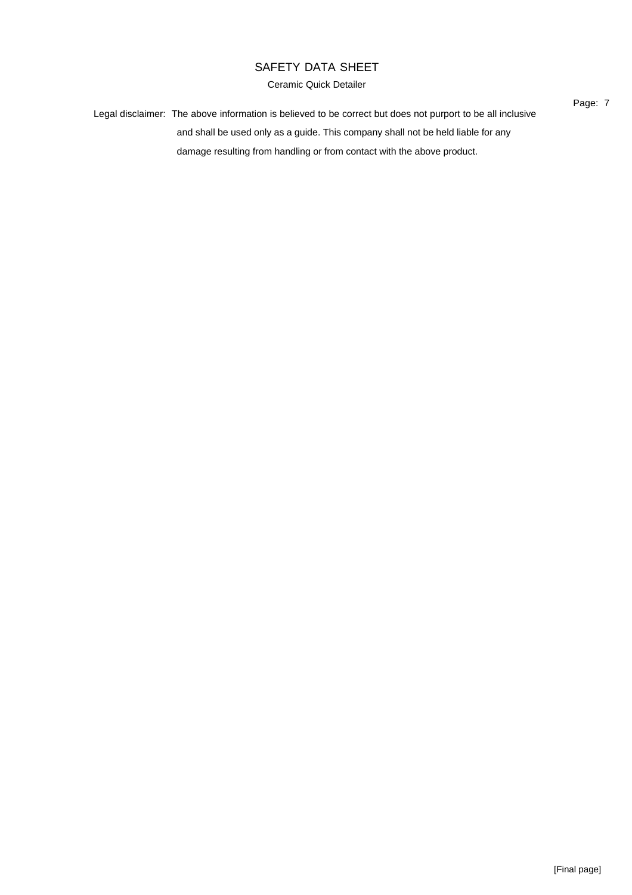Legal disclaimer: The above information is believed to be correct but does not purport to be all inclusive and shall be used only as a guide. This company shall not be held liable for any damage resulting from handling or from contact with the above product.

[Final page]